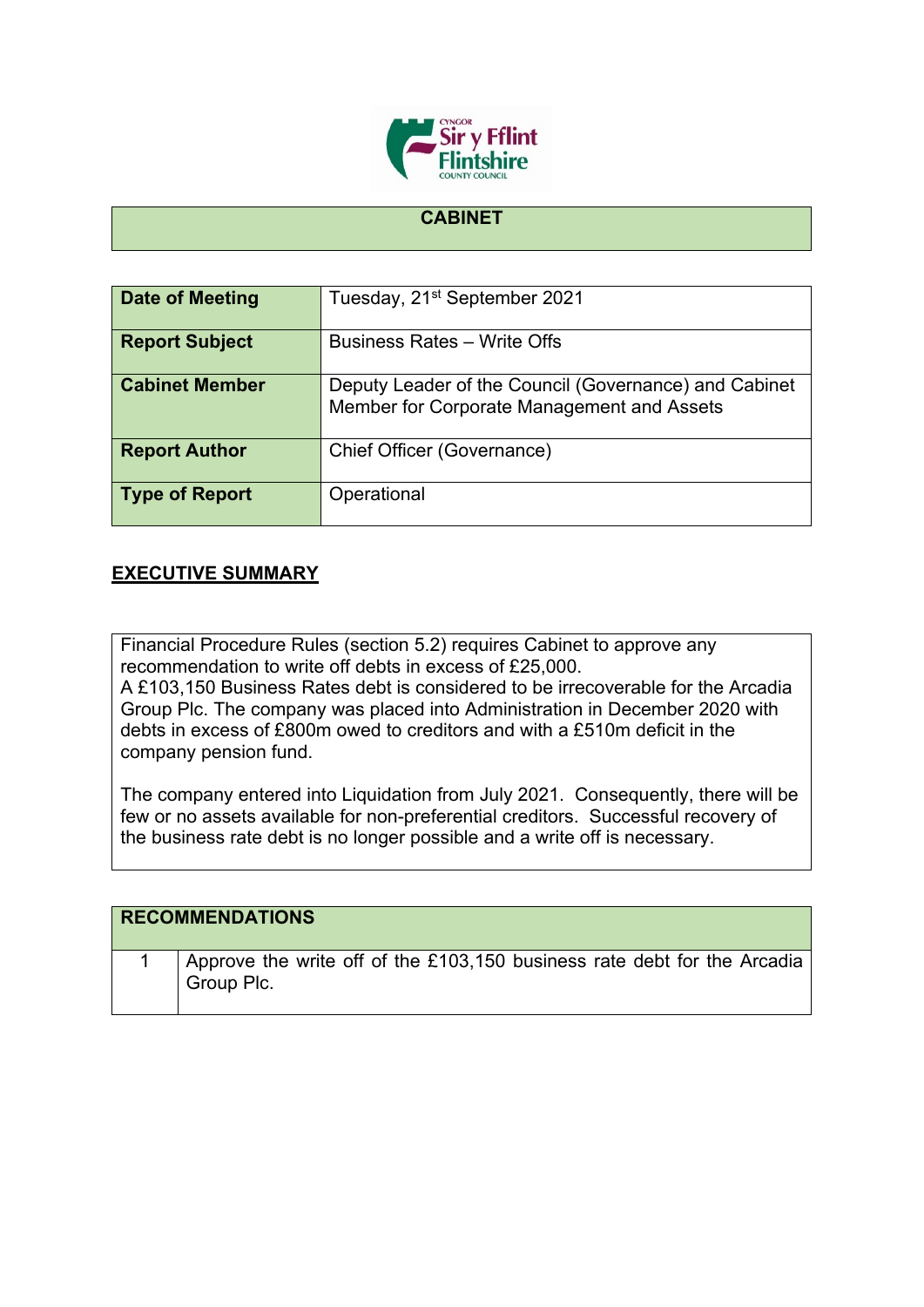## CABINET

| Date of Meeting | Tuesday, 21st September 2021 |
|---|---|
| Report Subject | Business Rates – Write Offs |
| Cabinet Member | Deputy Leader of the Council (Governance) and Cabinet Member for Corporate Management and Assets |
| Report Author | Chief Officer (Governance) |
| Type of Report | Operational |

## EXECUTIVE SUMMARY

Financial Procedure Rules (section 5.2) requires Cabinet to approve any recommendation to write off debts in excess of £25,000.
A £103,150 Business Rates debt is considered to be irrecoverable for the Arcadia Group Plc. The company was placed into Administration in December 2020 with debts in excess of £800m owed to creditors and with a £510m deficit in the company pension fund.

The company entered into Liquidation from July 2021. Consequently, there will be few or no assets available for non-preferential creditors. Successful recovery of the business rate debt is no longer possible and a write off is necessary.

| RECOMMENDATIONS | |
|---|---|
| 1 | Approve the write off of the £103,150 business rate debt for the Arcadia Group Plc. |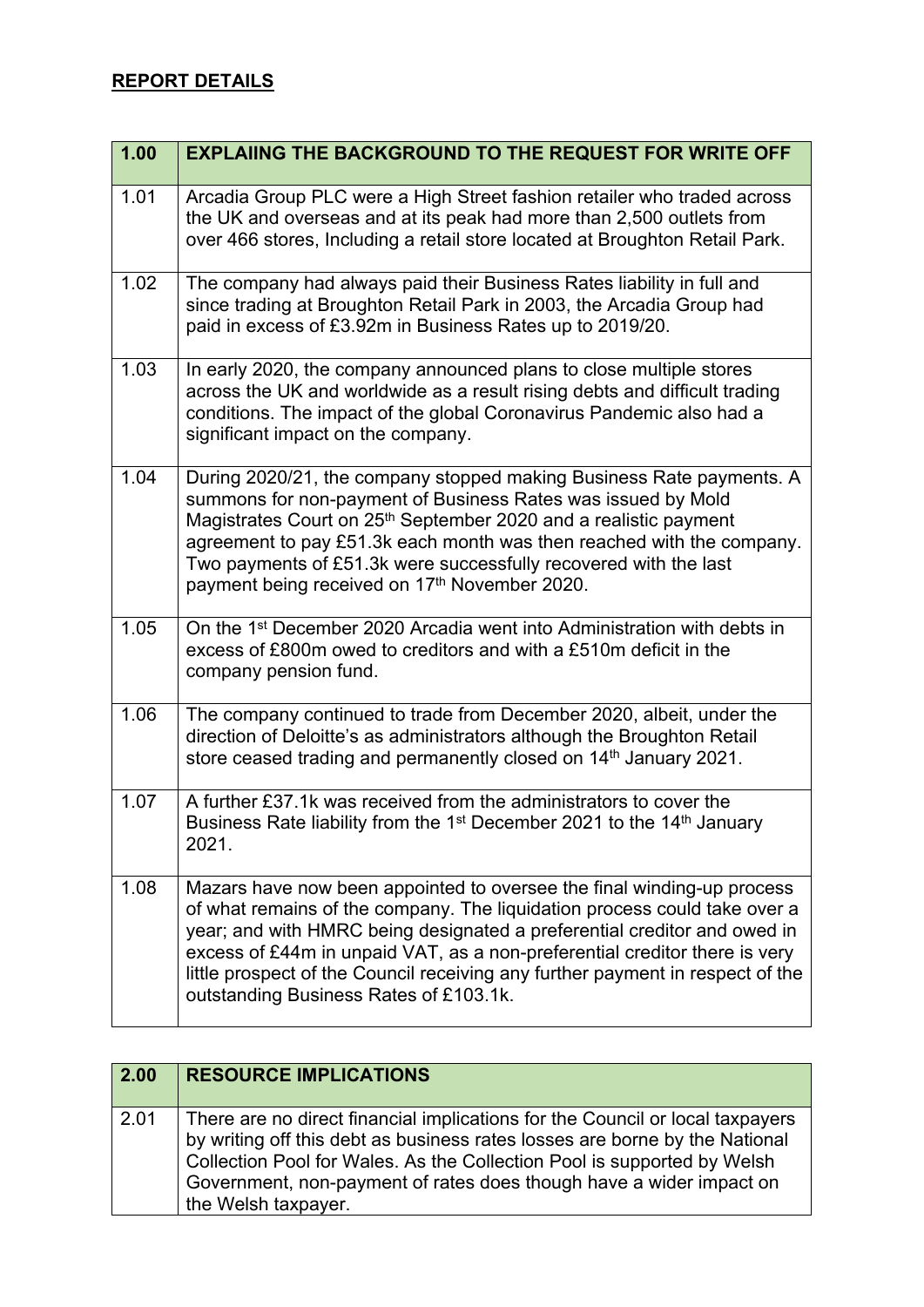## REPORT DETAILS

| 1.00 | EXPLAIING THE BACKGROUND TO THE REQUEST FOR WRITE OFF |
|---|---|
| 1.01 | Arcadia Group PLC were a High Street fashion retailer who traded across the UK and overseas and at its peak had more than 2,500 outlets from over 466 stores, Including a retail store located at Broughton Retail Park. |
| 1.02 | The company had always paid their Business Rates liability in full and since trading at Broughton Retail Park in 2003, the Arcadia Group had paid in excess of £3.92m in Business Rates up to 2019/20. |
| 1.03 | In early 2020, the company announced plans to close multiple stores across the UK and worldwide as a result rising debts and difficult trading conditions. The impact of the global Coronavirus Pandemic also had a significant impact on the company. |
| 1.04 | During 2020/21, the company stopped making Business Rate payments. A summons for non-payment of Business Rates was issued by Mold Magistrates Court on 25th September 2020 and a realistic payment agreement to pay £51.3k each month was then reached with the company. Two payments of £51.3k were successfully recovered with the last payment being received on 17th November 2020. |
| 1.05 | On the 1st December 2020 Arcadia went into Administration with debts in excess of £800m owed to creditors and with a £510m deficit in the company pension fund. |
| 1.06 | The company continued to trade from December 2020, albeit, under the direction of Deloitte's as administrators although the Broughton Retail store ceased trading and permanently closed on 14th January 2021. |
| 1.07 | A further £37.1k was received from the administrators to cover the Business Rate liability from the 1st December 2021 to the 14th January 2021. |
| 1.08 | Mazars have now been appointed to oversee the final winding-up process of what remains of the company. The liquidation process could take over a year; and with HMRC being designated a preferential creditor and owed in excess of £44m in unpaid VAT, as a non-preferential creditor there is very little prospect of the Council receiving any further payment in respect of the outstanding Business Rates of £103.1k. |

| 2.00 | RESOURCE IMPLICATIONS |
|---|---|
| 2.01 | There are no direct financial implications for the Council or local taxpayers by writing off this debt as business rates losses are borne by the National Collection Pool for Wales. As the Collection Pool is supported by Welsh Government, non-payment of rates does though have a wider impact on the Welsh taxpayer. |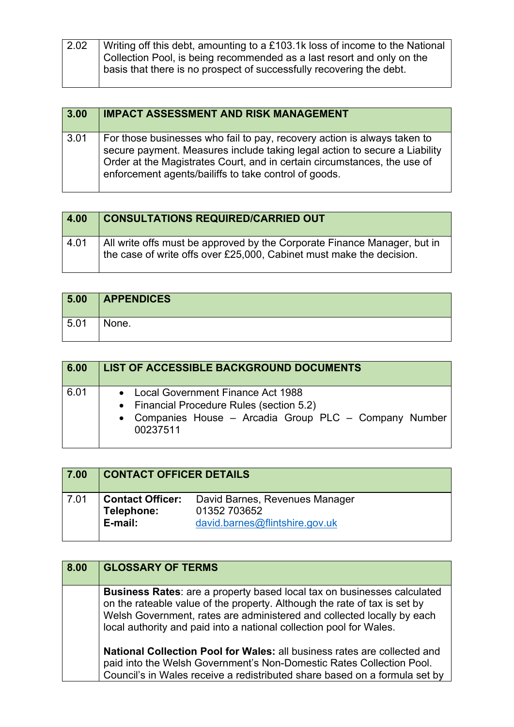| 2.02 | Writing off this debt, amounting to a £103.1k loss of income to the National Collection Pool, is being recommended as a last resort and only on the basis that there is no prospect of successfully recovering the debt. |
|---|---|

| 3.00 | IMPACT ASSESSMENT AND RISK MANAGEMENT |
|---|---|
| 3.01 | For those businesses who fail to pay, recovery action is always taken to secure payment. Measures include taking legal action to secure a Liability Order at the Magistrates Court, and in certain circumstances, the use of enforcement agents/bailiffs to take control of goods. |

| 4.00 | CONSULTATIONS REQUIRED/CARRIED OUT |
|---|---|
| 4.01 | All write offs must be approved by the Corporate Finance Manager, but in the case of write offs over £25,000, Cabinet must make the decision. |

| 5.00 | APPENDICES |
|---|---|
| 5.01 | None. |

| 6.00 | LIST OF ACCESSIBLE BACKGROUND DOCUMENTS |
|---|---|
| 6.01 | • Local Government Finance Act 1988<br>• Financial Procedure Rules (section 5.2)<br>• Companies House – Arcadia Group PLC – Company Number 00237511 |

| 7.00 | CONTACT OFFICER DETAILS |
|---|---|
| 7.01 | **Contact Officer:** David Barnes, Revenues Manager<br>**Telephone:** 01352 703652<br>**E-mail:** david.barnes@flintshire.gov.uk |

| 8.00 | GLOSSARY OF TERMS |
|---|---|
| | **Business Rates**: are a property based local tax on businesses calculated on the rateable value of the property. Although the rate of tax is set by Welsh Government, rates are administered and collected locally by each local authority and paid into a national collection pool for Wales.<br><br>**National Collection Pool for Wales:** all business rates are collected and paid into the Welsh Government's Non-Domestic Rates Collection Pool. Council's in Wales receive a redistributed share based on a formula set by |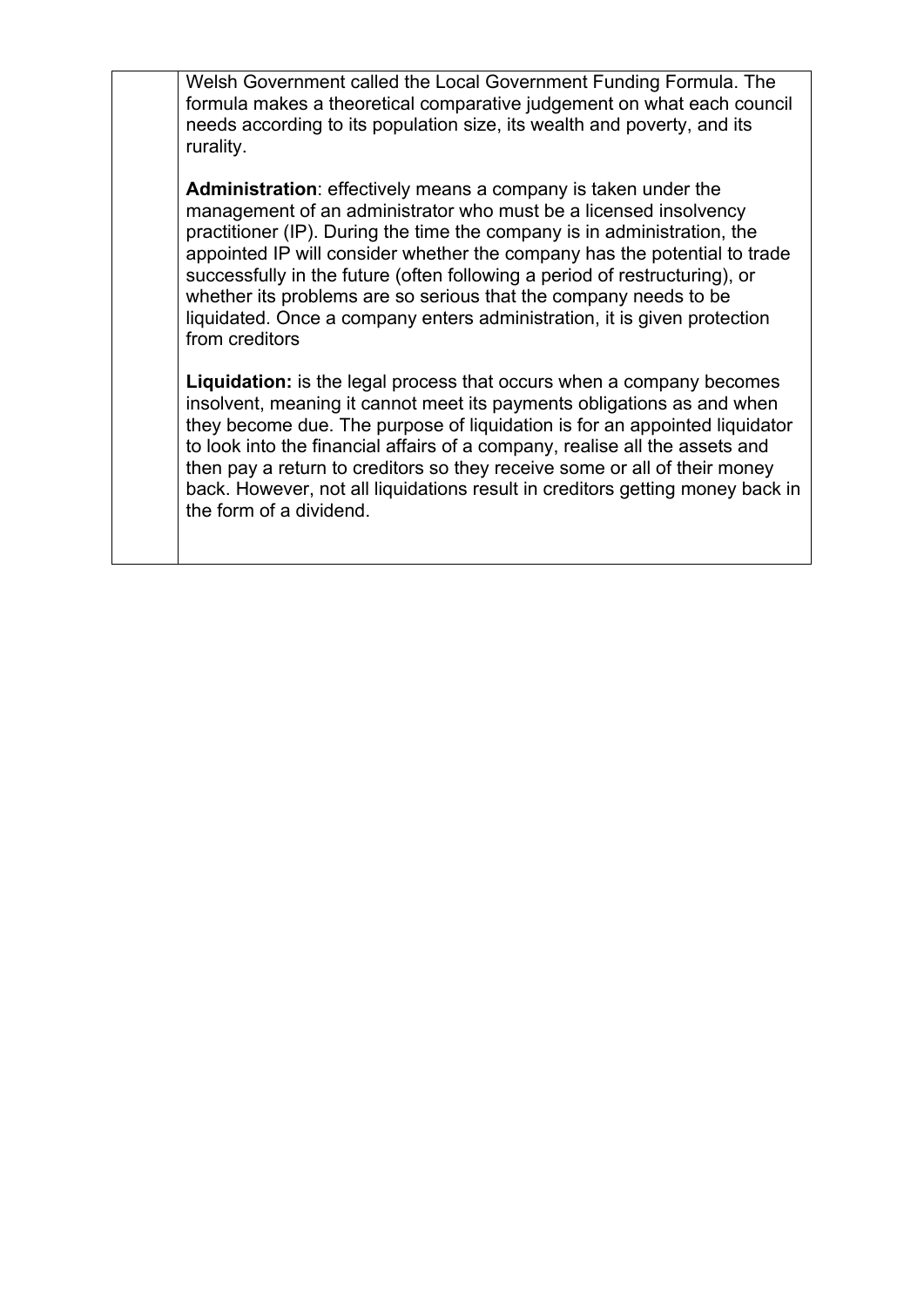| | |
|---|---|
| | Welsh Government called the Local Government Funding Formula. The formula makes a theoretical comparative judgement on what each council needs according to its population size, its wealth and poverty, and its rurality.<br><br>**Administration**: effectively means a company is taken under the management of an administrator who must be a licensed insolvency practitioner (IP). During the time the company is in administration, the appointed IP will consider whether the company has the potential to trade successfully in the future (often following a period of restructuring), or whether its problems are so serious that the company needs to be liquidated. Once a company enters administration, it is given protection from creditors<br><br>**Liquidation:** is the legal process that occurs when a company becomes insolvent, meaning it cannot meet its payments obligations as and when they become due. The purpose of liquidation is for an appointed liquidator to look into the financial affairs of a company, realise all the assets and then pay a return to creditors so they receive some or all of their money back. However, not all liquidations result in creditors getting money back in the form of a dividend. |